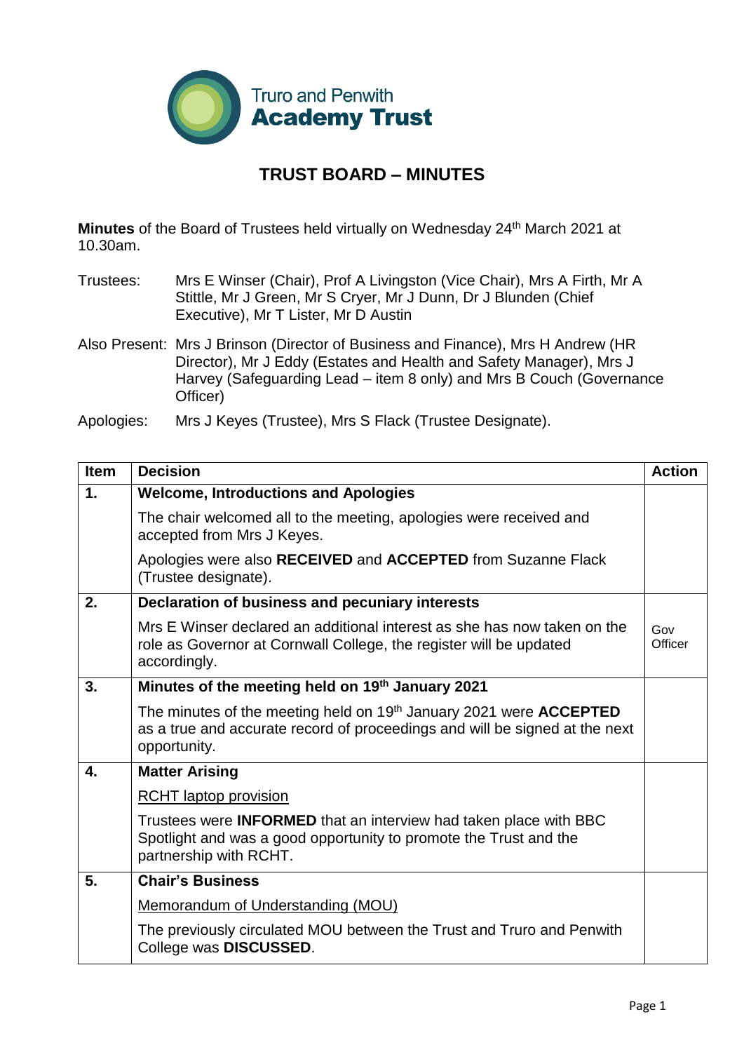Truro and Penwith **Academy Trust**

# TRUST BOARD – MINUTES

**Minutes** of the Board of Trustees held virtually on Wednesday 24th March 2021 at 10.30am.

Trustees: Mrs E Winser (Chair), Prof A Livingston (Vice Chair), Mrs A Firth, Mr A Stittle, Mr J Green, Mr S Cryer, Mr J Dunn, Dr J Blunden (Chief Executive), Mr T Lister, Mr D Austin

Also Present: Mrs J Brinson (Director of Business and Finance), Mrs H Andrew (HR Director), Mr J Eddy (Estates and Health and Safety Manager), Mrs J Harvey (Safeguarding Lead – item 8 only) and Mrs B Couch (Governance Officer)

Apologies: Mrs J Keyes (Trustee), Mrs S Flack (Trustee Designate).

| Item | Decision | Action |
|---|---|---|
| **1.** | **Welcome, Introductions and Apologies** | |
| | The chair welcomed all to the meeting, apologies were received and accepted from Mrs J Keyes. | |
| | Apologies were also **RECEIVED** and **ACCEPTED** from Suzanne Flack (Trustee designate). | |
| **2.** | **Declaration of business and pecuniary interests** | |
| | Mrs E Winser declared an additional interest as she has now taken on the role as Governor at Cornwall College, the register will be updated accordingly. | Gov Officer |
| **3.** | **Minutes of the meeting held on 19th January 2021** | |
| | The minutes of the meeting held on 19th January 2021 were **ACCEPTED** as a true and accurate record of proceedings and will be signed at the next opportunity. | |
| **4.** | **Matter Arising** | |
| | RCHT laptop provision | |
| | Trustees were **INFORMED** that an interview had taken place with BBC Spotlight and was a good opportunity to promote the Trust and the partnership with RCHT. | |
| **5.** | **Chair's Business** | |
| | Memorandum of Understanding (MOU) | |
| | The previously circulated MOU between the Trust and Truro and Penwith College was **DISCUSSED**. | |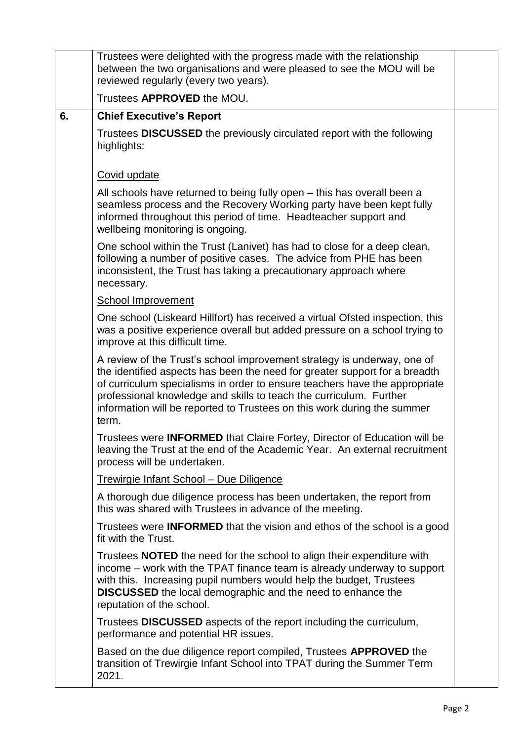| | | |
|---|---|---|
| | Trustees were delighted with the progress made with the relationship between the two organisations and were pleased to see the MOU will be reviewed regularly (every two years).<br><br>Trustees **APPROVED** the MOU. | |
| **6.** | **Chief Executive's Report**<br><br>Trustees **DISCUSSED** the previously circulated report with the following highlights:<br><br>Covid update<br><br>All schools have returned to being fully open – this has overall been a seamless process and the Recovery Working party have been kept fully informed throughout this period of time. Headteacher support and wellbeing monitoring is ongoing.<br><br>One school within the Trust (Lanivet) has had to close for a deep clean, following a number of positive cases. The advice from PHE has been inconsistent, the Trust has taking a precautionary approach where necessary.<br><br>School Improvement<br><br>One school (Liskeard Hillfort) has received a virtual Ofsted inspection, this was a positive experience overall but added pressure on a school trying to improve at this difficult time.<br><br>A review of the Trust's school improvement strategy is underway, one of the identified aspects has been the need for greater support for a breadth of curriculum specialisms in order to ensure teachers have the appropriate professional knowledge and skills to teach the curriculum. Further information will be reported to Trustees on this work during the summer term.<br><br>Trustees were **INFORMED** that Claire Fortey, Director of Education will be leaving the Trust at the end of the Academic Year. An external recruitment process will be undertaken.<br><br>Trewirgie Infant School – Due Diligence<br><br>A thorough due diligence process has been undertaken, the report from this was shared with Trustees in advance of the meeting.<br><br>Trustees were **INFORMED** that the vision and ethos of the school is a good fit with the Trust.<br><br>Trustees **NOTED** the need for the school to align their expenditure with income – work with the TPAT finance team is already underway to support with this. Increasing pupil numbers would help the budget, Trustees **DISCUSSED** the local demographic and the need to enhance the reputation of the school.<br><br>Trustees **DISCUSSED** aspects of the report including the curriculum, performance and potential HR issues.<br><br>Based on the due diligence report compiled, Trustees **APPROVED** the transition of Trewirgie Infant School into TPAT during the Summer Term 2021. | |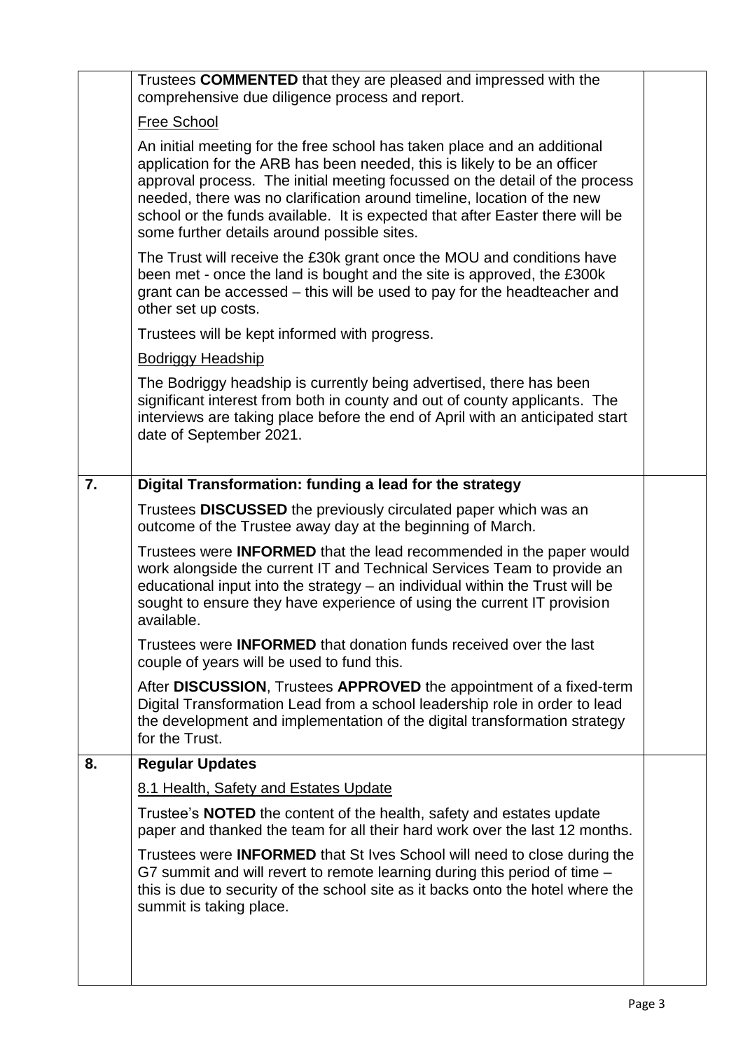| | | |
|---|---|---|
| | Trustees **COMMENTED** that they are pleased and impressed with the comprehensive due diligence process and report.<br><br>Free School<br><br>An initial meeting for the free school has taken place and an additional application for the ARB has been needed, this is likely to be an officer approval process. The initial meeting focussed on the detail of the process needed, there was no clarification around timeline, location of the new school or the funds available. It is expected that after Easter there will be some further details around possible sites.<br><br>The Trust will receive the £30k grant once the MOU and conditions have been met - once the land is bought and the site is approved, the £300k grant can be accessed – this will be used to pay for the headteacher and other set up costs.<br><br>Trustees will be kept informed with progress.<br><br>Bodriggy Headship<br><br>The Bodriggy headship is currently being advertised, there has been significant interest from both in county and out of county applicants. The interviews are taking place before the end of April with an anticipated start date of September 2021. | |
| **7.** | **Digital Transformation: funding a lead for the strategy**<br><br>Trustees **DISCUSSED** the previously circulated paper which was an outcome of the Trustee away day at the beginning of March.<br><br>Trustees were **INFORMED** that the lead recommended in the paper would work alongside the current IT and Technical Services Team to provide an educational input into the strategy – an individual within the Trust will be sought to ensure they have experience of using the current IT provision available.<br><br>Trustees were **INFORMED** that donation funds received over the last couple of years will be used to fund this.<br><br>After **DISCUSSION**, Trustees **APPROVED** the appointment of a fixed-term Digital Transformation Lead from a school leadership role in order to lead the development and implementation of the digital transformation strategy for the Trust. | |
| **8.** | **Regular Updates**<br><br>8.1 Health, Safety and Estates Update<br><br>Trustee's **NOTED** the content of the health, safety and estates update paper and thanked the team for all their hard work over the last 12 months.<br><br>Trustees were **INFORMED** that St Ives School will need to close during the G7 summit and will revert to remote learning during this period of time – this is due to security of the school site as it backs onto the hotel where the summit is taking place. | |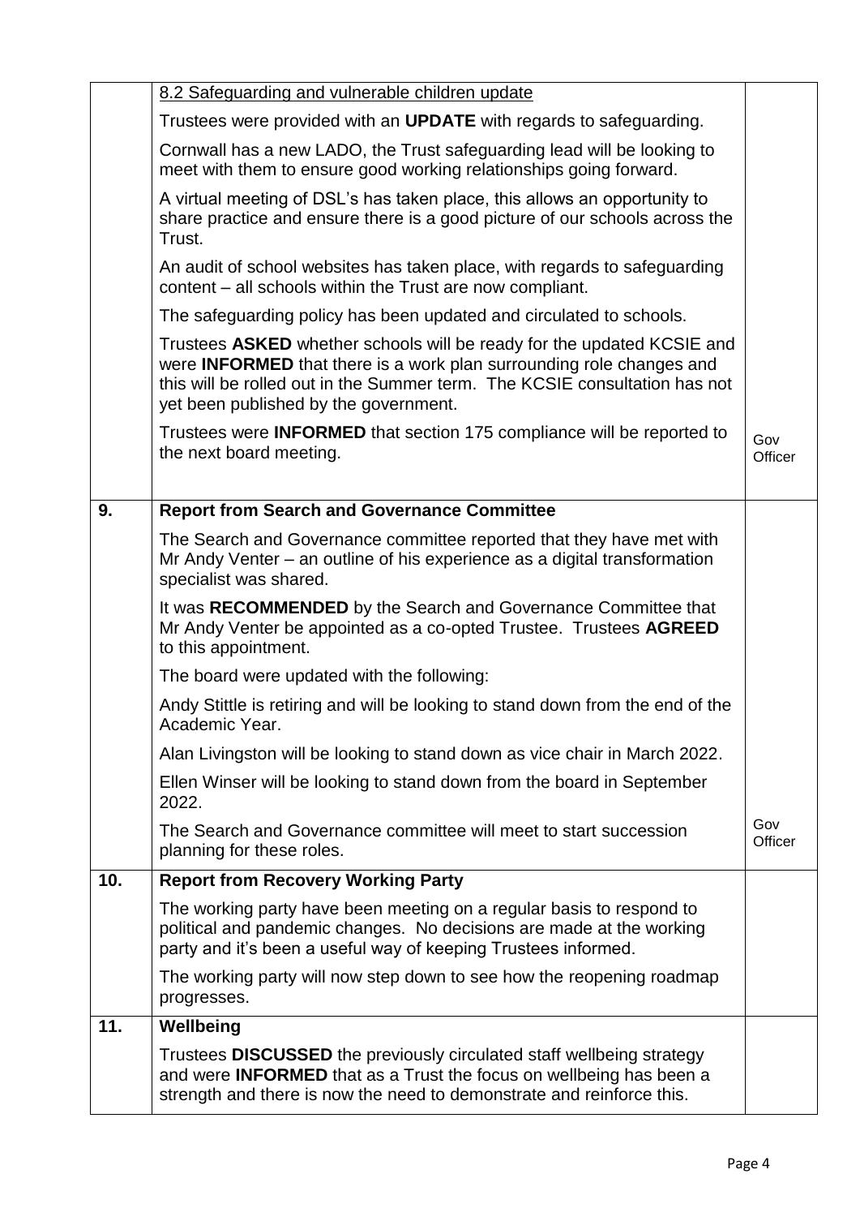| | | |
|---|---|---|
| | 8.2 Safeguarding and vulnerable children update<br><br>Trustees were provided with an **UPDATE** with regards to safeguarding.<br><br>Cornwall has a new LADO, the Trust safeguarding lead will be looking to meet with them to ensure good working relationships going forward.<br><br>A virtual meeting of DSL's has taken place, this allows an opportunity to share practice and ensure there is a good picture of our schools across the Trust.<br><br>An audit of school websites has taken place, with regards to safeguarding content – all schools within the Trust are now compliant.<br><br>The safeguarding policy has been updated and circulated to schools.<br><br>Trustees **ASKED** whether schools will be ready for the updated KCSIE and were **INFORMED** that there is a work plan surrounding role changes and this will be rolled out in the Summer term. The KCSIE consultation has not yet been published by the government.<br><br>Trustees were **INFORMED** that section 175 compliance will be reported to the next board meeting. | Gov Officer |
| **9.** | **Report from Search and Governance Committee**<br><br>The Search and Governance committee reported that they have met with Mr Andy Venter – an outline of his experience as a digital transformation specialist was shared.<br><br>It was **RECOMMENDED** by the Search and Governance Committee that Mr Andy Venter be appointed as a co-opted Trustee. Trustees **AGREED** to this appointment.<br><br>The board were updated with the following:<br><br>Andy Stittle is retiring and will be looking to stand down from the end of the Academic Year.<br><br>Alan Livingston will be looking to stand down as vice chair in March 2022.<br><br>Ellen Winser will be looking to stand down from the board in September 2022.<br><br>The Search and Governance committee will meet to start succession planning for these roles. | Gov Officer |
| **10.** | **Report from Recovery Working Party**<br><br>The working party have been meeting on a regular basis to respond to political and pandemic changes. No decisions are made at the working party and it's been a useful way of keeping Trustees informed.<br><br>The working party will now step down to see how the reopening roadmap progresses. | |
| **11.** | **Wellbeing**<br><br>Trustees **DISCUSSED** the previously circulated staff wellbeing strategy and were **INFORMED** that as a Trust the focus on wellbeing has been a strength and there is now the need to demonstrate and reinforce this. | |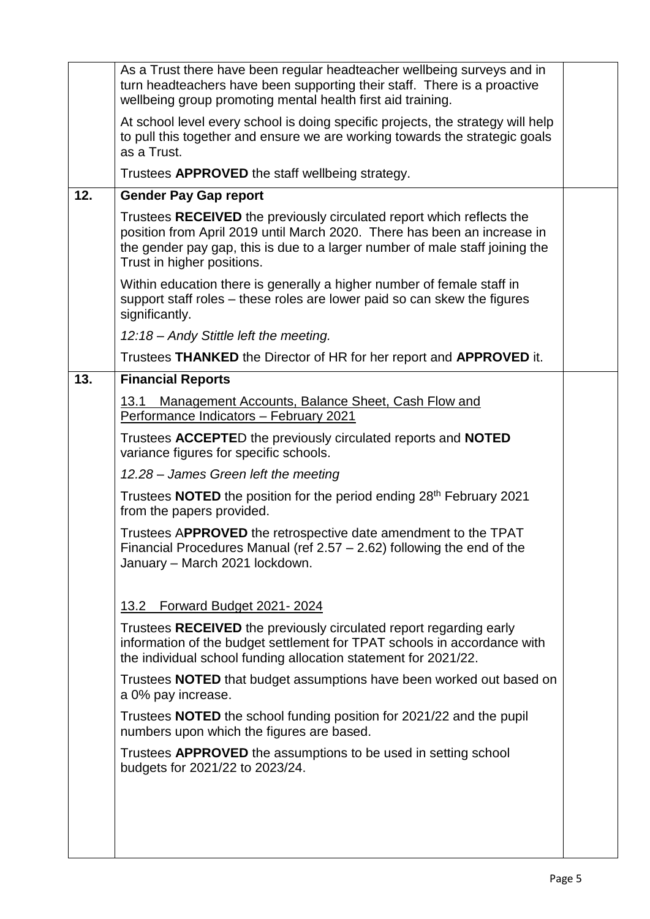| | | |
|---|---|---|
| | As a Trust there have been regular headteacher wellbeing surveys and in turn headteachers have been supporting their staff. There is a proactive wellbeing group promoting mental health first aid training.<br><br>At school level every school is doing specific projects, the strategy will help to pull this together and ensure we are working towards the strategic goals as a Trust.<br><br>Trustees **APPROVED** the staff wellbeing strategy. | |
| **12.** | **Gender Pay Gap report**<br><br>Trustees **RECEIVED** the previously circulated report which reflects the position from April 2019 until March 2020. There has been an increase in the gender pay gap, this is due to a larger number of male staff joining the Trust in higher positions.<br><br>Within education there is generally a higher number of female staff in support staff roles – these roles are lower paid so can skew the figures significantly.<br><br>*12:18 – Andy Stittle left the meeting.*<br><br>Trustees **THANKED** the Director of HR for her report and **APPROVED** it. | |
| **13.** | **Financial Reports**<br><br><u>13.1 Management Accounts, Balance Sheet, Cash Flow and Performance Indicators – February 2021</u><br><br>Trustees **ACCEPTE**D the previously circulated reports and **NOTED** variance figures for specific schools.<br><br>*12.28 – James Green left the meeting*<br><br>Trustees **NOTED** the position for the period ending 28th February 2021 from the papers provided.<br><br>Trustees A**PPROVED** the retrospective date amendment to the TPAT Financial Procedures Manual (ref 2.57 – 2.62) following the end of the January – March 2021 lockdown.<br><br><u>13.2 Forward Budget 2021- 2024</u><br><br>Trustees **RECEIVED** the previously circulated report regarding early information of the budget settlement for TPAT schools in accordance with the individual school funding allocation statement for 2021/22.<br><br>Trustees **NOTED** that budget assumptions have been worked out based on a 0% pay increase.<br><br>Trustees **NOTED** the school funding position for 2021/22 and the pupil numbers upon which the figures are based.<br><br>Trustees **APPROVED** the assumptions to be used in setting school budgets for 2021/22 to 2023/24. | |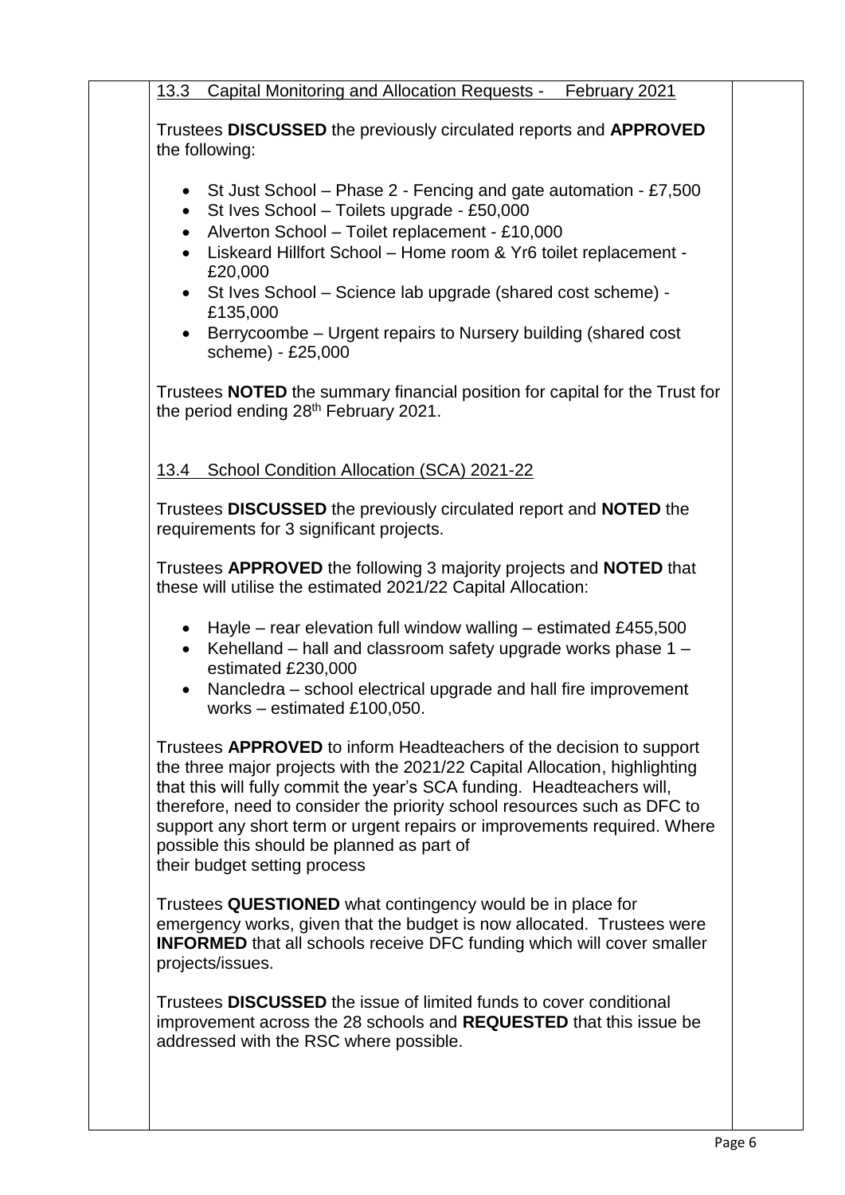## 13.3 Capital Monitoring and Allocation Requests - February 2021

Trustees **DISCUSSED** the previously circulated reports and **APPROVED** the following:

- St Just School – Phase 2 - Fencing and gate automation - £7,500
- St Ives School – Toilets upgrade - £50,000
- Alverton School – Toilet replacement - £10,000
- Liskeard Hillfort School – Home room & Yr6 toilet replacement - £20,000
- St Ives School – Science lab upgrade (shared cost scheme) - £135,000
- Berrycoombe – Urgent repairs to Nursery building (shared cost scheme) - £25,000

Trustees **NOTED** the summary financial position for capital for the Trust for the period ending 28th February 2021.

## 13.4 School Condition Allocation (SCA) 2021-22

Trustees **DISCUSSED** the previously circulated report and **NOTED** the requirements for 3 significant projects.

Trustees **APPROVED** the following 3 majority projects and **NOTED** that these will utilise the estimated 2021/22 Capital Allocation:

- Hayle – rear elevation full window walling – estimated £455,500
- Kehelland – hall and classroom safety upgrade works phase 1 – estimated £230,000
- Nancledra – school electrical upgrade and hall fire improvement works – estimated £100,050.

Trustees **APPROVED** to inform Headteachers of the decision to support the three major projects with the 2021/22 Capital Allocation, highlighting that this will fully commit the year's SCA funding. Headteachers will, therefore, need to consider the priority school resources such as DFC to support any short term or urgent repairs or improvements required. Where possible this should be planned as part of their budget setting process

Trustees **QUESTIONED** what contingency would be in place for emergency works, given that the budget is now allocated. Trustees were **INFORMED** that all schools receive DFC funding which will cover smaller projects/issues.

Trustees **DISCUSSED** the issue of limited funds to cover conditional improvement across the 28 schools and **REQUESTED** that this issue be addressed with the RSC where possible.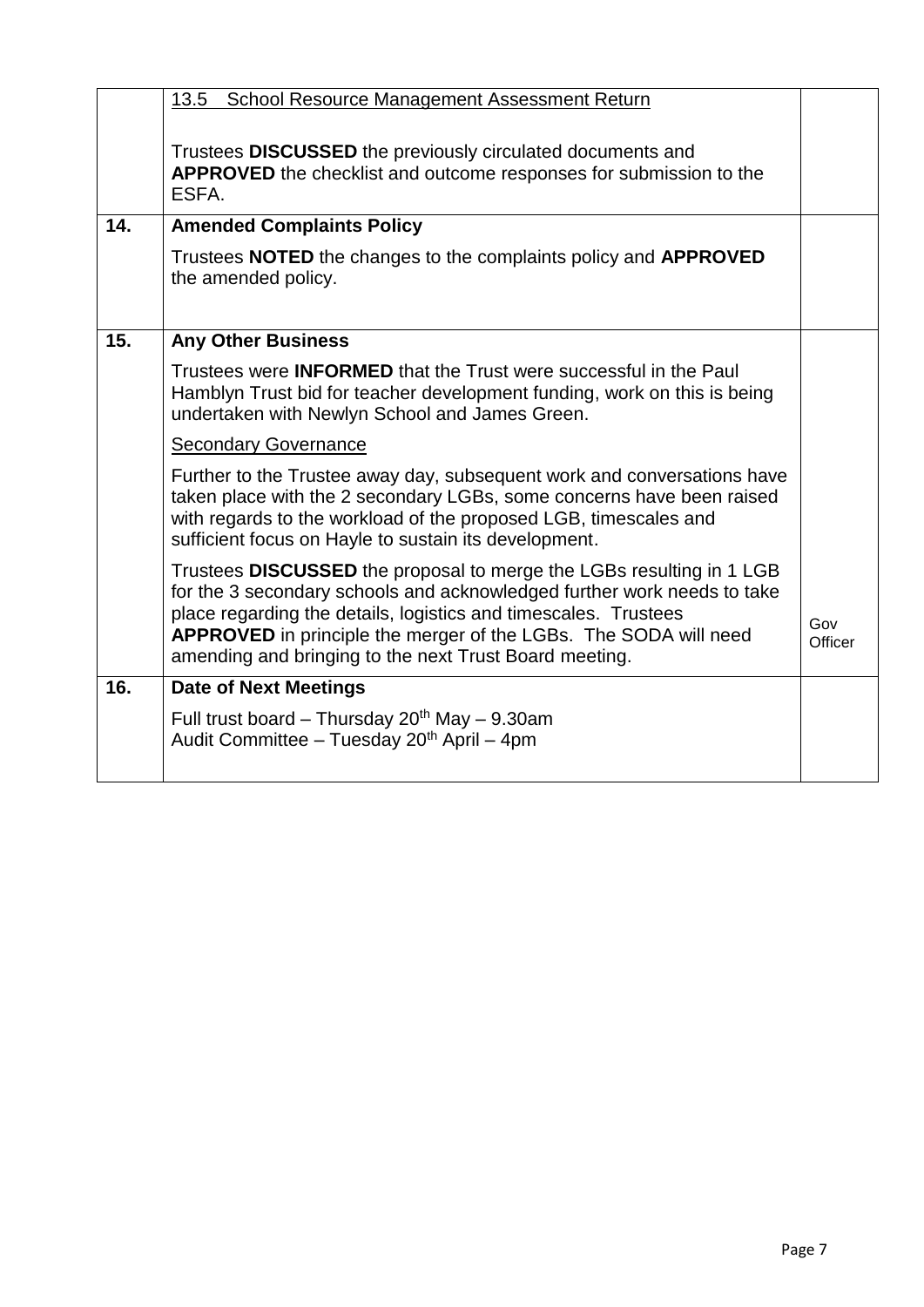| | | |
|---|---|---|
| | 13.5 School Resource Management Assessment Return<br><br>Trustees **DISCUSSED** the previously circulated documents and **APPROVED** the checklist and outcome responses for submission to the ESFA. | |
| **14.** | **Amended Complaints Policy**<br><br>Trustees **NOTED** the changes to the complaints policy and **APPROVED** the amended policy. | |
| **15.** | **Any Other Business**<br><br>Trustees were **INFORMED** that the Trust were successful in the Paul Hamblyn Trust bid for teacher development funding, work on this is being undertaken with Newlyn School and James Green.<br><br>Secondary Governance<br><br>Further to the Trustee away day, subsequent work and conversations have taken place with the 2 secondary LGBs, some concerns have been raised with regards to the workload of the proposed LGB, timescales and sufficient focus on Hayle to sustain its development.<br><br>Trustees **DISCUSSED** the proposal to merge the LGBs resulting in 1 LGB for the 3 secondary schools and acknowledged further work needs to take place regarding the details, logistics and timescales. Trustees **APPROVED** in principle the merger of the LGBs. The SODA will need amending and bringing to the next Trust Board meeting. | Gov Officer |
| **16.** | **Date of Next Meetings**<br><br>Full trust board – Thursday 20th May – 9.30am<br>Audit Committee – Tuesday 20th April – 4pm | |